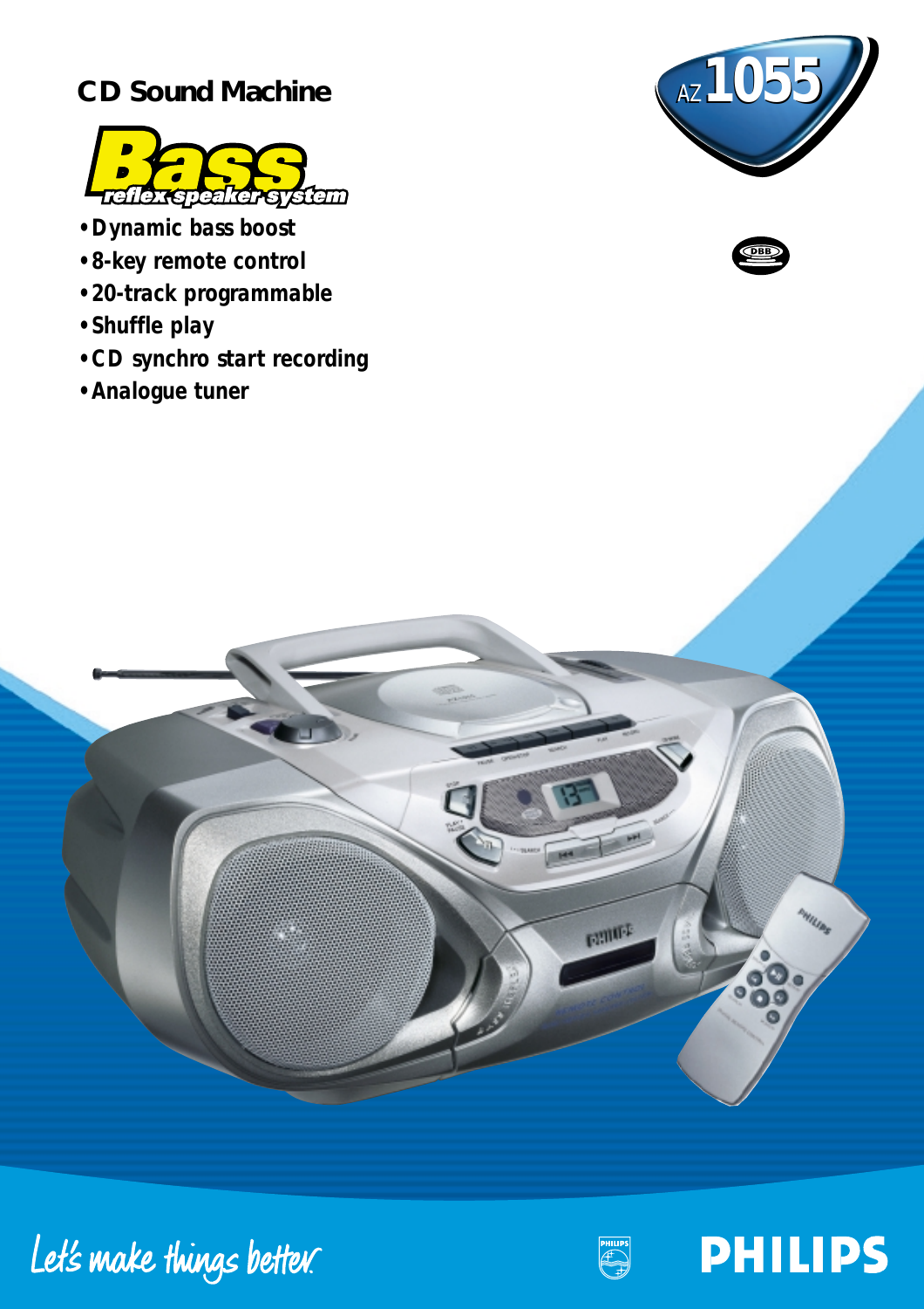# CD Sound Machine

**Bass** *reflex speaker system*

AZ 1055

- Dynamic bass boost
- 8-key remote control
- 20-track programmable
- Shuffle play
- CD synchro start recording
- Analogue tuner

*Let's make things better.*

PHILIPS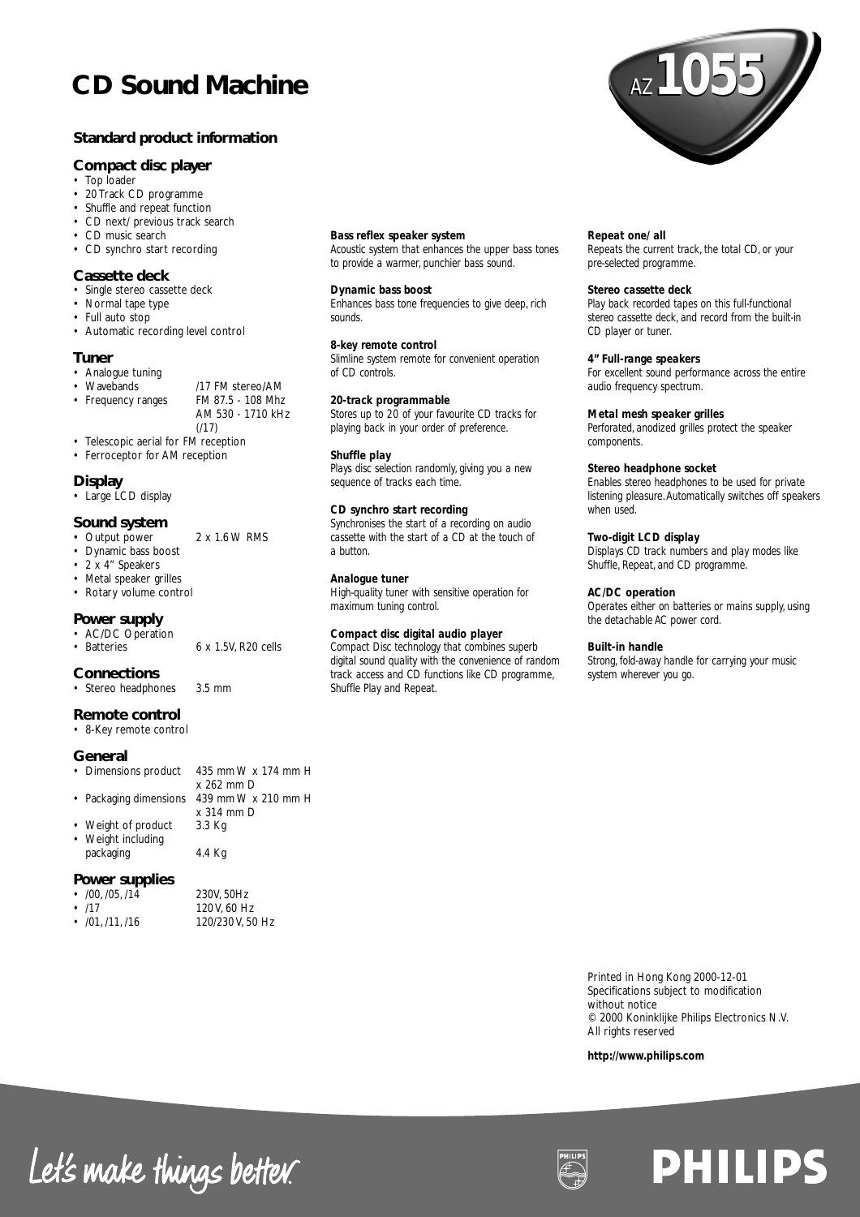# CD Sound Machine

AZ 1055

## Standard product information

### Compact disc player

- Top loader
- 20 Track CD programme
- Shuffle and repeat function
- CD next/ previous track search
- CD music search
- CD synchro start recording

### Cassette deck

- Single stereo cassette deck
- Normal tape type
- Full auto stop
- Automatic recording level control

### Tuner

- Analogue tuning
- Wavebands /17 FM stereo/AM
- Frequency ranges FM 87.5 - 108 Mhz AM 530 - 1710 kHz (/17)
- Telescopic aerial for FM reception
- Ferroceptor for AM reception

### Display

- Large LCD display

### Sound system

- Output power 2 x 1.6 W RMS
- Dynamic bass boost
- 2 x 4" Speakers
- Metal speaker grilles
- Rotary volume control

### Power supply

- AC/DC Operation
- Batteries 6 x 1.5V, R20 cells

### Connections

- Stereo headphones 3.5 mm

### Remote control

- 8-Key remote control

### General

- Dimensions product 435 mm W x 174 mm H x 262 mm D
- Packaging dimensions 439 mm W x 210 mm H x 314 mm D
- Weight of product 3.3 Kg
- Weight including packaging 4.4 Kg

### Power supplies

- /00, /05, /14 230V, 50Hz
- /17 120V, 60 Hz
- /01, /11, /16 120/230V, 50 Hz

**Bass reflex speaker system**
Acoustic system that enhances the upper bass tones to provide a warmer, punchier bass sound.

**Dynamic bass boost**
Enhances bass tone frequencies to give deep, rich sounds.

**8-key remote control**
Slimline system remote for convenient operation of CD controls.

**20-track programmable**
Stores up to 20 of your favourite CD tracks for playing back in your order of preference.

**Shuffle play**
Plays disc selection randomly, giving you a new sequence of tracks each time.

**CD synchro start recording**
Synchronises the start of a recording on audio cassette with the start of a CD at the touch of a button.

**Analogue tuner**
High-quality tuner with sensitive operation for maximum tuning control.

**Compact disc digital audio player**
Compact Disc technology that combines superb digital sound quality with the convenience of random track access and CD functions like CD programme, Shuffle Play and Repeat.

**Repeat one/ all**
Repeats the current track, the total CD, or your pre-selected programme.

**Stereo cassette deck**
Play back recorded tapes on this full-functional stereo cassette deck, and record from the built-in CD player or tuner.

**4" Full-range speakers**
For excellent sound performance across the entire audio frequency spectrum.

**Metal mesh speaker grilles**
Perforated, anodized grilles protect the speaker components.

**Stereo headphone socket**
Enables stereo headphones to be used for private listening pleasure. Automatically switches off speakers when used.

**Two-digit LCD display**
Displays CD track numbers and play modes like Shuffle, Repeat, and CD programme.

**AC/DC operation**
Operates either on batteries or mains supply, using the detachable AC power cord.

**Built-in handle**
Strong, fold-away handle for carrying your music system wherever you go.

Printed in Hong Kong 2000-12-01
Specifications subject to modification without notice
© 2000 Koninklijke Philips Electronics N.V.
All rights reserved

**http://www.philips.com**

Let's make things better.

PHILIPS